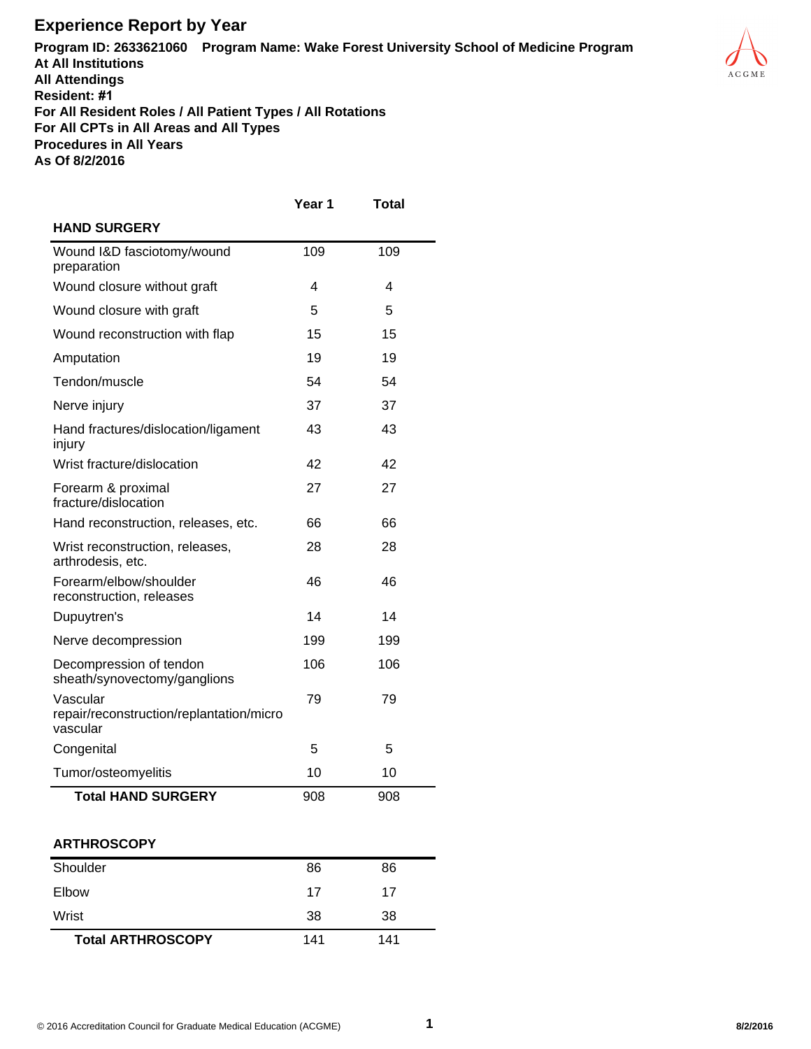# Experience Report by Year

**Program ID: 2633621060 Program Name: Wake Forest University School of Medicine Program**
**At All Institutions**
**All Attendings**
**Resident: #1**
**For All Resident Roles / All Patient Types / All Rotations**
**For All CPTs in All Areas and All Types**
**Procedures in All Years**
**As Of 8/2/2016**

| | Year 1 | Total |
|---|---|---|
| **HAND SURGERY** | | |
| Wound I&D fasciotomy/wound preparation | 109 | 109 |
| Wound closure without graft | 4 | 4 |
| Wound closure with graft | 5 | 5 |
| Wound reconstruction with flap | 15 | 15 |
| Amputation | 19 | 19 |
| Tendon/muscle | 54 | 54 |
| Nerve injury | 37 | 37 |
| Hand fractures/dislocation/ligament injury | 43 | 43 |
| Wrist fracture/dislocation | 42 | 42 |
| Forearm & proximal fracture/dislocation | 27 | 27 |
| Hand reconstruction, releases, etc. | 66 | 66 |
| Wrist reconstruction, releases, arthrodesis, etc. | 28 | 28 |
| Forearm/elbow/shoulder reconstruction, releases | 46 | 46 |
| Dupuytren's | 14 | 14 |
| Nerve decompression | 199 | 199 |
| Decompression of tendon sheath/synovectomy/ganglions | 106 | 106 |
| Vascular repair/reconstruction/replantation/micro vascular | 79 | 79 |
| Congenital | 5 | 5 |
| Tumor/osteomyelitis | 10 | 10 |
| **Total HAND SURGERY** | 908 | 908 |

| | Year 1 | Total |
|---|---|---|
| **ARTHROSCOPY** | | |
| Shoulder | 86 | 86 |
| Elbow | 17 | 17 |
| Wrist | 38 | 38 |
| **Total ARTHROSCOPY** | 141 | 141 |

© 2016 Accreditation Council for Graduate Medical Education (ACGME)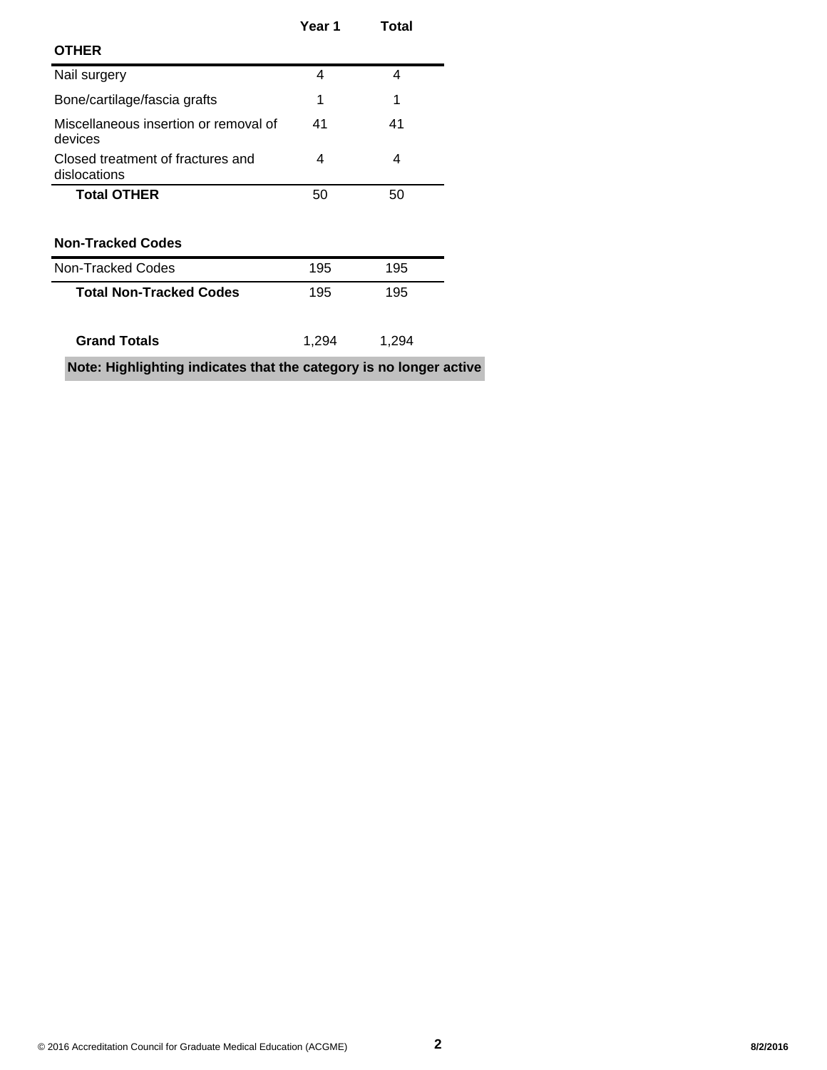| | Year 1 | Total |
|---|---|---|
| **OTHER** | | |
| Nail surgery | 4 | 4 |
| Bone/cartilage/fascia grafts | 1 | 1 |
| Miscellaneous insertion or removal of devices | 41 | 41 |
| Closed treatment of fractures and dislocations | 4 | 4 |
| **Total OTHER** | 50 | 50 |
| **Non-Tracked Codes** | | |
| Non-Tracked Codes | 195 | 195 |
| **Total Non-Tracked Codes** | 195 | 195 |
| **Grand Totals** | 1,294 | 1,294 |

**Note: Highlighting indicates that the category is no longer active**

© 2016 Accreditation Council for Graduate Medical Education (ACGME)

8/2/2016